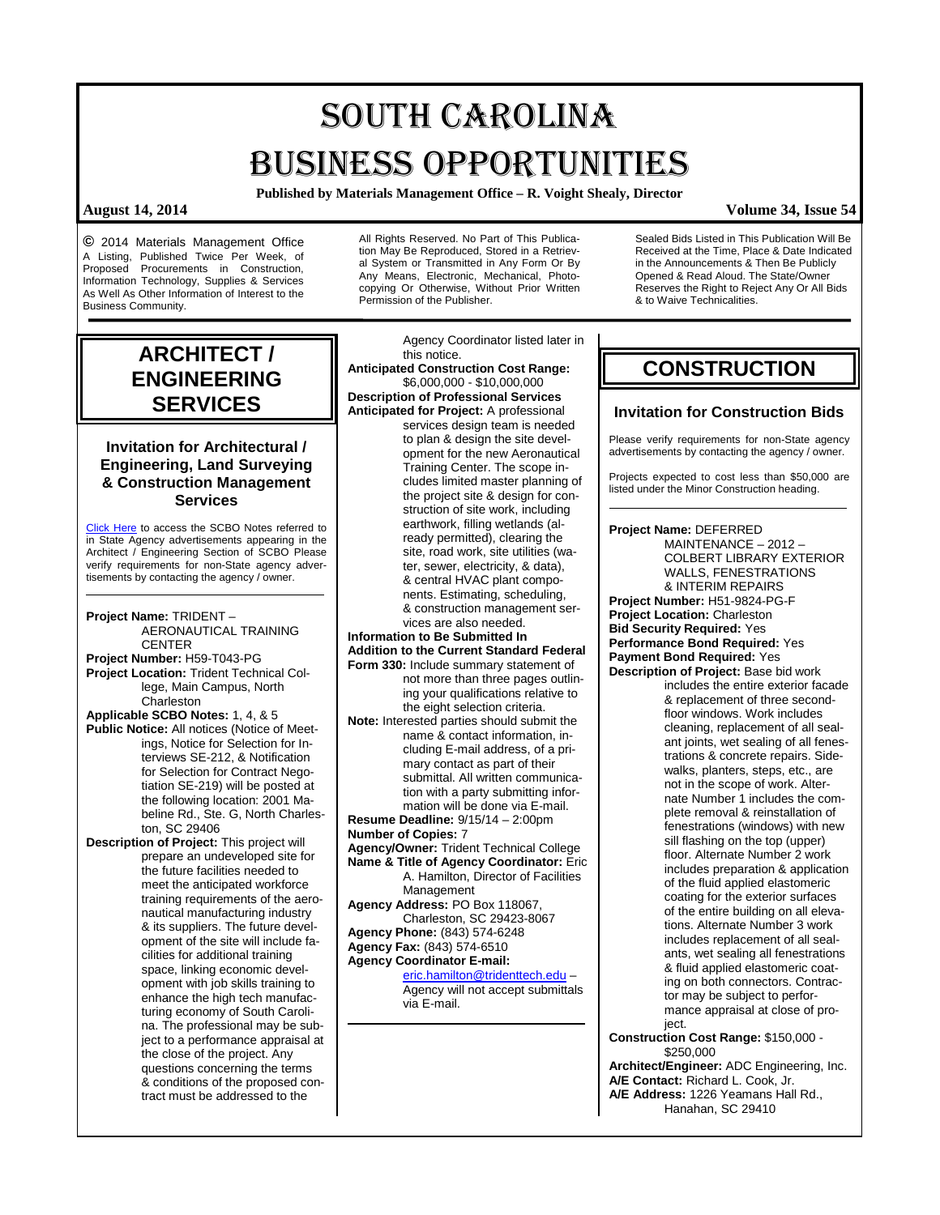# SOUTH CAROLINA BUSINESS OPPORTUNITIES

**Published by Materials Management Office – R. Voight Shealy, Director**

**August 14, 2014** **Volume 34, Issue 54**

© 2014 Materials Management Office
A Listing, Published Twice Per Week, of Proposed Procurements in Construction, Information Technology, Supplies & Services As Well As Other Information of Interest to the Business Community.

All Rights Reserved. No Part of This Publication May Be Reproduced, Stored in a Retrieval System or Transmitted in Any Form Or By Any Means, Electronic, Mechanical, Photocopying Or Otherwise, Without Prior Written Permission of the Publisher.

Sealed Bids Listed in This Publication Will Be Received at the Time, Place & Date Indicated in the Announcements & Then Be Publicly Opened & Read Aloud. The State/Owner Reserves the Right to Reject Any Or All Bids & to Waive Technicalities.

## ARCHITECT / ENGINEERING SERVICES

### Invitation for Architectural / Engineering, Land Surveying & Construction Management Services

Click Here to access the SCBO Notes referred to in State Agency advertisements appearing in the Architect / Engineering Section of SCBO Please verify requirements for non-State agency advertisements by contacting the agency / owner.

---

**Project Name:** TRIDENT – AERONAUTICAL TRAINING CENTER
**Project Number:** H59-T043-PG
**Project Location:** Trident Technical College, Main Campus, North Charleston
**Applicable SCBO Notes:** 1, 4, & 5
**Public Notice:** All notices (Notice of Meetings, Notice for Selection for Interviews SE-212, & Notification for Selection for Contract Negotiation SE-219) will be posted at the following location: 2001 Mabeline Rd., Ste. G, North Charleston, SC 29406
**Description of Project:** This project will prepare an undeveloped site for the future facilities needed to meet the anticipated workforce training requirements of the aeronautical manufacturing industry & its suppliers. The future development of the site will include facilities for additional training space, linking economic development with job skills training to enhance the high tech manufacturing economy of South Carolina. The professional may be subject to a performance appraisal at the close of the project. Any questions concerning the terms & conditions of the proposed contract must be addressed to the Agency Coordinator listed later in this notice.
**Anticipated Construction Cost Range:** $6,000,000 - $10,000,000
**Description of Professional Services Anticipated for Project:** A professional services design team is needed to plan & design the site development for the new Aeronautical Training Center. The scope includes limited master planning of the project site & design for construction of site work, including earthwork, filling wetlands (already permitted), clearing the site, road work, site utilities (water, sewer, electricity, & data), & central HVAC plant components. Estimating, scheduling, & construction management services are also needed.
**Information to Be Submitted In Addition to the Current Standard Federal Form 330:** Include summary statement of not more than three pages outlining your qualifications relative to the eight selection criteria.
**Note:** Interested parties should submit the name & contact information, including E-mail address, of a primary contact as part of their submittal. All written communication with a party submitting information will be done via E-mail.
**Resume Deadline:** 9/15/14 – 2:00pm
**Number of Copies:** 7
**Agency/Owner:** Trident Technical College
**Name & Title of Agency Coordinator:** Eric A. Hamilton, Director of Facilities Management
**Agency Address:** PO Box 118067, Charleston, SC 29423-8067
**Agency Phone:** (843) 574-6248
**Agency Fax:** (843) 574-6510
**Agency Coordinator E-mail:** eric.hamilton@tridenttech.edu – Agency will not accept submittals via E-mail.

---

## CONSTRUCTION

### Invitation for Construction Bids

Please verify requirements for non-State agency advertisements by contacting the agency / owner.

Projects expected to cost less than $50,000 are listed under the Minor Construction heading.

---

**Project Name:** DEFERRED MAINTENANCE – 2012 – COLBERT LIBRARY EXTERIOR WALLS, FENESTRATIONS & INTERIM REPAIRS
**Project Number:** H51-9824-PG-F
**Project Location:** Charleston
**Bid Security Required:** Yes
**Performance Bond Required:** Yes
**Payment Bond Required:** Yes
**Description of Project:** Base bid work includes the entire exterior facade & replacement of three second-floor windows. Work includes cleaning, replacement of all sealant joints, wet sealing of all fenestrations & concrete repairs. Sidewalks, planters, steps, etc., are not in the scope of work. Alternate Number 1 includes the complete removal & reinstallation of fenestrations (windows) with new sill flashing on the top (upper) floor. Alternate Number 2 work includes preparation & application of the fluid applied elastomeric coating for the exterior surfaces of the entire building on all elevations. Alternate Number 3 work includes replacement of all sealants, wet sealing all fenestrations & fluid applied elastomeric coating on both connectors. Contractor may be subject to performance appraisal at close of project.
**Construction Cost Range:** $150,000 - $250,000
**Architect/Engineer:** ADC Engineering, Inc.
**A/E Contact:** Richard L. Cook, Jr.
**A/E Address:** 1226 Yeamans Hall Rd., Hanahan, SC 29410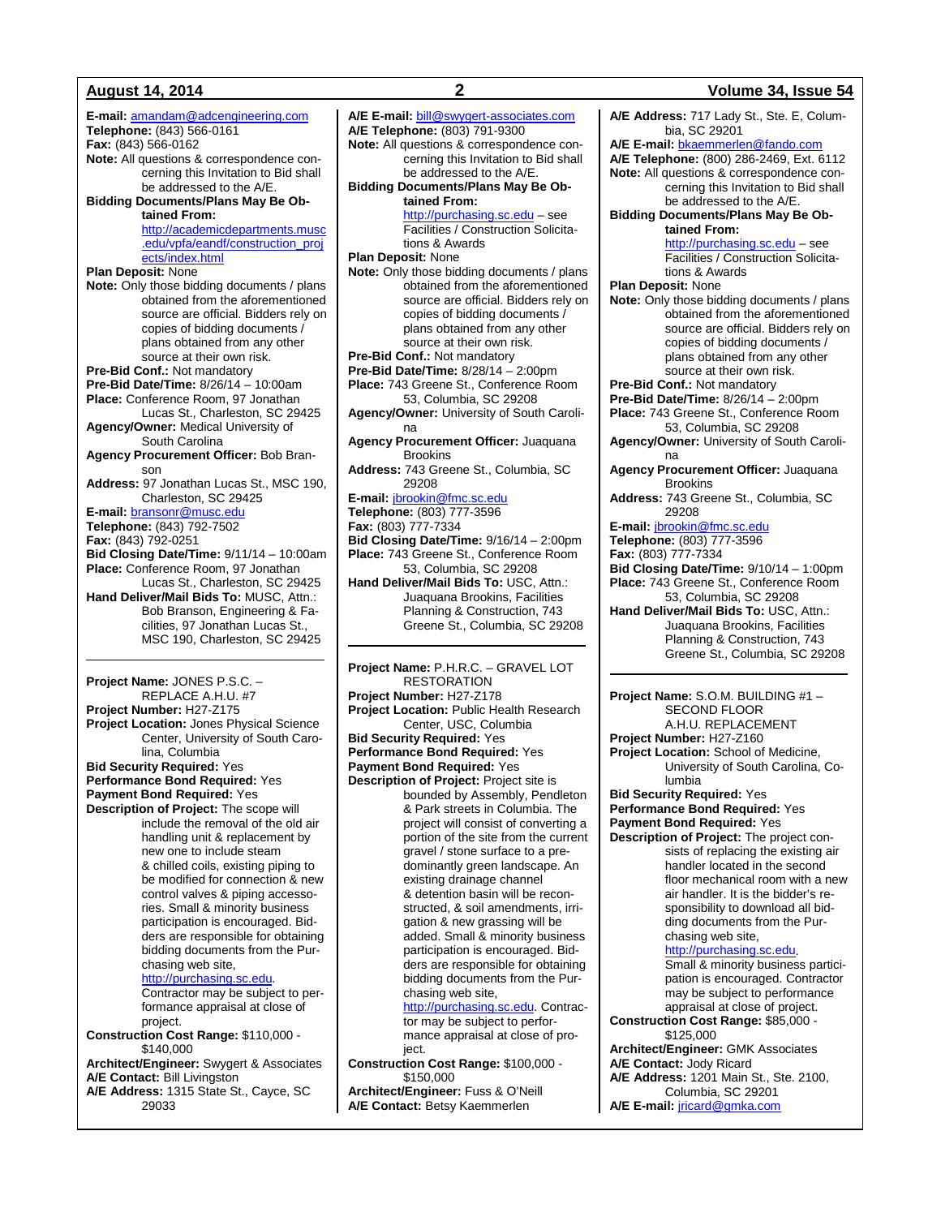**E-mail:** amandam@adcengineering.com
**Telephone:** (843) 566-0161
**Fax:** (843) 566-0162
**Note:** All questions & correspondence concerning this Invitation to Bid shall be addressed to the A/E.
**Bidding Documents/Plans May Be Obtained From:** http://academicdepartments.musc.edu/vpfa/eandf/construction_projects/index.html
**Plan Deposit:** None
**Note:** Only those bidding documents / plans obtained from the aforementioned source are official. Bidders rely on copies of bidding documents / plans obtained from any other source at their own risk.
**Pre-Bid Conf.:** Not mandatory
**Pre-Bid Date/Time:** 8/26/14 – 10:00am
**Place:** Conference Room, 97 Jonathan Lucas St., Charleston, SC 29425
**Agency/Owner:** Medical University of South Carolina
**Agency Procurement Officer:** Bob Branson
**Address:** 97 Jonathan Lucas St., MSC 190, Charleston, SC 29425
**E-mail:** bransonr@musc.edu
**Telephone:** (843) 792-7502
**Fax:** (843) 792-0251
**Bid Closing Date/Time:** 9/11/14 – 10:00am
**Place:** Conference Room, 97 Jonathan Lucas St., Charleston, SC 29425
**Hand Deliver/Mail Bids To:** MUSC, Attn.: Bob Branson, Engineering & Facilities, 97 Jonathan Lucas St., MSC 190, Charleston, SC 29425

---

**Project Name:** JONES P.S.C. – REPLACE A.H.U. #7
**Project Number:** H27-Z175
**Project Location:** Jones Physical Science Center, University of South Carolina, Columbia
**Bid Security Required:** Yes
**Performance Bond Required:** Yes
**Payment Bond Required:** Yes
**Description of Project:** The scope will include the removal of the old air handling unit & replacement by new one to include steam & chilled coils, existing piping to be modified for connection & new control valves & piping accessories. Small & minority business participation is encouraged. Bidders are responsible for obtaining bidding documents from the Purchasing web site, http://purchasing.sc.edu. Contractor may be subject to performance appraisal at close of project.
**Construction Cost Range:** $110,000 - $140,000
**Architect/Engineer:** Swygert & Associates
**A/E Contact:** Bill Livingston
**A/E Address:** 1315 State St., Cayce, SC 29033
**A/E E-mail:** bill@swygert-associates.com
**A/E Telephone:** (803) 791-9300
**Note:** All questions & correspondence concerning this Invitation to Bid shall be addressed to the A/E.
**Bidding Documents/Plans May Be Obtained From:** http://purchasing.sc.edu – see Facilities / Construction Solicitations & Awards
**Plan Deposit:** None
**Note:** Only those bidding documents / plans obtained from the aforementioned source are official. Bidders rely on copies of bidding documents / plans obtained from any other source at their own risk.
**Pre-Bid Conf.:** Not mandatory
**Pre-Bid Date/Time:** 8/28/14 – 2:00pm
**Place:** 743 Greene St., Conference Room 53, Columbia, SC 29208
**Agency/Owner:** University of South Carolina
**Agency Procurement Officer:** Juaquana Brookins
**Address:** 743 Greene St., Columbia, SC 29208
**E-mail:** jbrookin@fmc.sc.edu
**Telephone:** (803) 777-3596
**Fax:** (803) 777-7334
**Bid Closing Date/Time:** 9/16/14 – 2:00pm
**Place:** 743 Greene St., Conference Room 53, Columbia, SC 29208
**Hand Deliver/Mail Bids To:** USC, Attn.: Juaquana Brookins, Facilities Planning & Construction, 743 Greene St., Columbia, SC 29208

---

**Project Name:** P.H.R.C. – GRAVEL LOT RESTORATION
**Project Number:** H27-Z178
**Project Location:** Public Health Research Center, USC, Columbia
**Bid Security Required:** Yes
**Performance Bond Required:** Yes
**Payment Bond Required:** Yes
**Description of Project:** Project site is bounded by Assembly, Pendleton & Park streets in Columbia. The project will consist of converting a portion of the site from the current gravel / stone surface to a predominantly green landscape. An existing drainage channel & detention basin will be reconstructed, & soil amendments, irrigation & new grassing will be added. Small & minority business participation is encouraged. Bidders are responsible for obtaining bidding documents from the Purchasing web site, http://purchasing.sc.edu. Contractor may be subject to performance appraisal at close of project.
**Construction Cost Range:** $100,000 - $150,000
**Architect/Engineer:** Fuss & O'Neill
**A/E Contact:** Betsy Kaemmerlen
**A/E Address:** 717 Lady St., Ste. E, Columbia, SC 29201
**A/E E-mail:** bkaemmerlen@fando.com
**A/E Telephone:** (800) 286-2469, Ext. 6112
**Note:** All questions & correspondence concerning this Invitation to Bid shall be addressed to the A/E.
**Bidding Documents/Plans May Be Obtained From:** http://purchasing.sc.edu – see Facilities / Construction Solicitations & Awards
**Plan Deposit:** None
**Note:** Only those bidding documents / plans obtained from the aforementioned source are official. Bidders rely on copies of bidding documents / plans obtained from any other source at their own risk.
**Pre-Bid Conf.:** Not mandatory
**Pre-Bid Date/Time:** 8/26/14 – 2:00pm
**Place:** 743 Greene St., Conference Room 53, Columbia, SC 29208
**Agency/Owner:** University of South Carolina
**Agency Procurement Officer:** Juaquana Brookins
**Address:** 743 Greene St., Columbia, SC 29208
**E-mail:** jbrookin@fmc.sc.edu
**Telephone:** (803) 777-3596
**Fax:** (803) 777-7334
**Bid Closing Date/Time:** 9/10/14 – 1:00pm
**Place:** 743 Greene St., Conference Room 53, Columbia, SC 29208
**Hand Deliver/Mail Bids To:** USC, Attn.: Juaquana Brookins, Facilities Planning & Construction, 743 Greene St., Columbia, SC 29208

---

**Project Name:** S.O.M. BUILDING #1 – SECOND FLOOR A.H.U. REPLACEMENT
**Project Number:** H27-Z160
**Project Location:** School of Medicine, University of South Carolina, Columbia
**Bid Security Required:** Yes
**Performance Bond Required:** Yes
**Payment Bond Required:** Yes
**Description of Project:** The project consists of replacing the existing air handler located in the second floor mechanical room with a new air handler. It is the bidder's responsibility to download all bidding documents from the Purchasing web site, http://purchasing.sc.edu. Small & minority business participation is encouraged. Contractor may be subject to performance appraisal at close of project.
**Construction Cost Range:** $85,000 - $125,000
**Architect/Engineer:** GMK Associates
**A/E Contact:** Jody Ricard
**A/E Address:** 1201 Main St., Ste. 2100, Columbia, SC 29201
**A/E E-mail:** jricard@gmka.com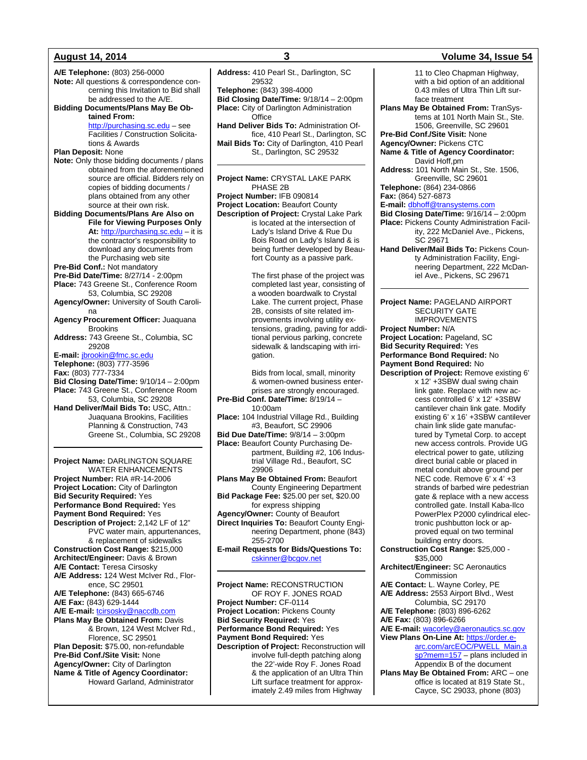**A/E Telephone:** (803) 256-0000
**Note:** All questions & correspondence concerning this Invitation to Bid shall be addressed to the A/E.
**Bidding Documents/Plans May Be Obtained From:** http://purchasing.sc.edu – see Facilities / Construction Solicitations & Awards
**Plan Deposit:** None
**Note:** Only those bidding documents / plans obtained from the aforementioned source are official. Bidders rely on copies of bidding documents / plans obtained from any other source at their own risk.
**Bidding Documents/Plans Are Also on File for Viewing Purposes Only At:** http://purchasing.sc.edu – it is the contractor's responsibility to download any documents from the Purchasing web site
**Pre-Bid Conf.:** Not mandatory
**Pre-Bid Date/Time:** 8/27/14 - 2:00pm
**Place:** 743 Greene St., Conference Room 53, Columbia, SC 29208
**Agency/Owner:** University of South Carolina
**Agency Procurement Officer:** Juaquana Brookins
**Address:** 743 Greene St., Columbia, SC 29208
**E-mail:** jbrookin@fmc.sc.edu
**Telephone:** (803) 777-3596
**Fax:** (803) 777-7334
**Bid Closing Date/Time:** 9/10/14 – 2:00pm
**Place:** 743 Greene St., Conference Room 53, Columbia, SC 29208
**Hand Deliver/Mail Bids To:** USC, Attn.: Juaquana Brookins, Facilities Planning & Construction, 743 Greene St., Columbia, SC 29208

---

**Project Name:** DARLINGTON SQUARE WATER ENHANCEMENTS
**Project Number:** RIA #R-14-2006
**Project Location:** City of Darlington
**Bid Security Required:** Yes
**Performance Bond Required:** Yes
**Payment Bond Required:** Yes
**Description of Project:** 2,142 LF of 12" PVC water main, appurtenances, & replacement of sidewalks
**Construction Cost Range:** $215,000
**Architect/Engineer:** Davis & Brown
**A/E Contact:** Teresa Cirsosky
**A/E Address:** 124 West McIver Rd., Florence, SC 29501
**A/E Telephone:** (843) 665-6746
**A/E Fax:** (843) 629-1444
**A/E E-mail:** tcirsosky@naccdb.com
**Plans May Be Obtained From:** Davis & Brown, 124 West McIver Rd., Florence, SC 29501
**Plan Deposit:** $75.00, non-refundable
**Pre-Bid Conf./Site Visit:** None
**Agency/Owner:** City of Darlington
**Name & Title of Agency Coordinator:** Howard Garland, Administrator
**Address:** 410 Pearl St., Darlington, SC 29532
**Telephone:** (843) 398-4000
**Bid Closing Date/Time:** 9/18/14 – 2:00pm
**Place:** City of Darlington Administration Office
**Hand Deliver Bids To:** Administration Office, 410 Pearl St., Darlington, SC
**Mail Bids To:** City of Darlington, 410 Pearl St., Darlington, SC 29532

---

**Project Name:** CRYSTAL LAKE PARK PHASE 2B
**Project Number:** IFB 090814
**Project Location:** Beaufort County
**Description of Project:** Crystal Lake Park is located at the intersection of Lady's Island Drive & Rue Du Bois Road on Lady's Island & is being further developed by Beaufort County as a passive park.

The first phase of the project was completed last year, consisting of a wooden boardwalk to Crystal Lake. The current project, Phase 2B, consists of site related improvements involving utility extensions, grading, paving for additional pervious parking, concrete sidewalk & landscaping with irrigation.

Bids from local, small, minority & women-owned business enterprises are strongly encouraged.

**Pre-Bid Conf. Date/Time:** 8/19/14 – 10:00am
**Place:** 104 Industrial Village Rd., Building #3, Beaufort, SC 29906
**Bid Due Date/Time:** 9/8/14 – 3:00pm
**Place:** Beaufort County Purchasing Department, Building #2, 106 Industrial Village Rd., Beaufort, SC 29906
**Plans May Be Obtained From:** Beaufort County Engineering Department
**Bid Package Fee:** $25.00 per set, $20.00 for express shipping
**Agency/Owner:** County of Beaufort
**Direct Inquiries To:** Beaufort County Engineering Department, phone (843) 255-2700
**E-mail Requests for Bids/Questions To:** cskinner@bcgov.net

---

**Project Name:** RECONSTRUCTION OF ROY F. JONES ROAD
**Project Number:** CF-0114
**Project Location:** Pickens County
**Bid Security Required:** Yes
**Performance Bond Required:** Yes
**Payment Bond Required:** Yes
**Description of Project:** Reconstruction will involve full-depth patching along the 22'-wide Roy F. Jones Road & the application of an Ultra Thin Lift surface treatment for approximately 2.49 miles from Highway 11 to Cleo Chapman Highway, with a bid option of an additional 0.43 miles of Ultra Thin Lift surface treatment
**Plans May Be Obtained From:** TranSystems at 101 North Main St., Ste. 1506, Greenville, SC 29601
**Pre-Bid Conf./Site Visit:** None
**Agency/Owner:** Pickens CTC
**Name & Title of Agency Coordinator:** David Hoff,pm
**Address:** 101 North Main St., Ste. 1506, Greenville, SC 29601
**Telephone:** (864) 234-0866
**Fax:** (864) 527-6873
**E-mail:** dbhoff@transystems.com
**Bid Closing Date/Time:** 9/16/14 – 2:00pm
**Place:** Pickens County Administration Facility, 222 McDaniel Ave., Pickens, SC 29671
**Hand Deliver/Mail Bids To:** Pickens County Administration Facility, Engineering Department, 222 McDaniel Ave., Pickens, SC 29671

---

**Project Name:** PAGELAND AIRPORT SECURITY GATE IMPROVEMENTS
**Project Number:** N/A
**Project Location:** Pageland, SC
**Bid Security Required:** Yes
**Performance Bond Required:** No
**Payment Bond Required:** No
**Description of Project:** Remove existing 6' x 12' +3SBW dual swing chain link gate. Replace with new access controlled 6' x 12' +3SBW cantilever chain link gate. Modify existing 6' x 16' +3SBW cantilever chain link slide gate manufactured by Tymetal Corp. to accept new access controls. Provide UG electrical power to gate, utilizing direct burial cable or placed in metal conduit above ground per NEC code. Remove 6' x 4' +3 strands of barbed wire pedestrian gate & replace with a new access controlled gate. Install Kaba-Ilco PowerPlex P2000 cylindrical electronic pushbutton lock or approved equal on two terminal building entry doors.
**Construction Cost Range:** $25,000 - $35,000
**Architect/Engineer:** SC Aeronautics Commission
**A/E Contact:** L. Wayne Corley, PE
**A/E Address:** 2553 Airport Blvd., West Columbia, SC 29170
**A/E Telephone:** (803) 896-6262
**A/E Fax:** (803) 896-6266
**A/E E-mail:** wacorley@aeronautics.sc.gov
**View Plans On-Line At:** https://order.e-arc.com/arcEOC/PWELL_Main.asp?mem=157 – plans included in Appendix B of the document
**Plans May Be Obtained From:** ARC – one office is located at 819 State St., Cayce, SC 29033, phone (803)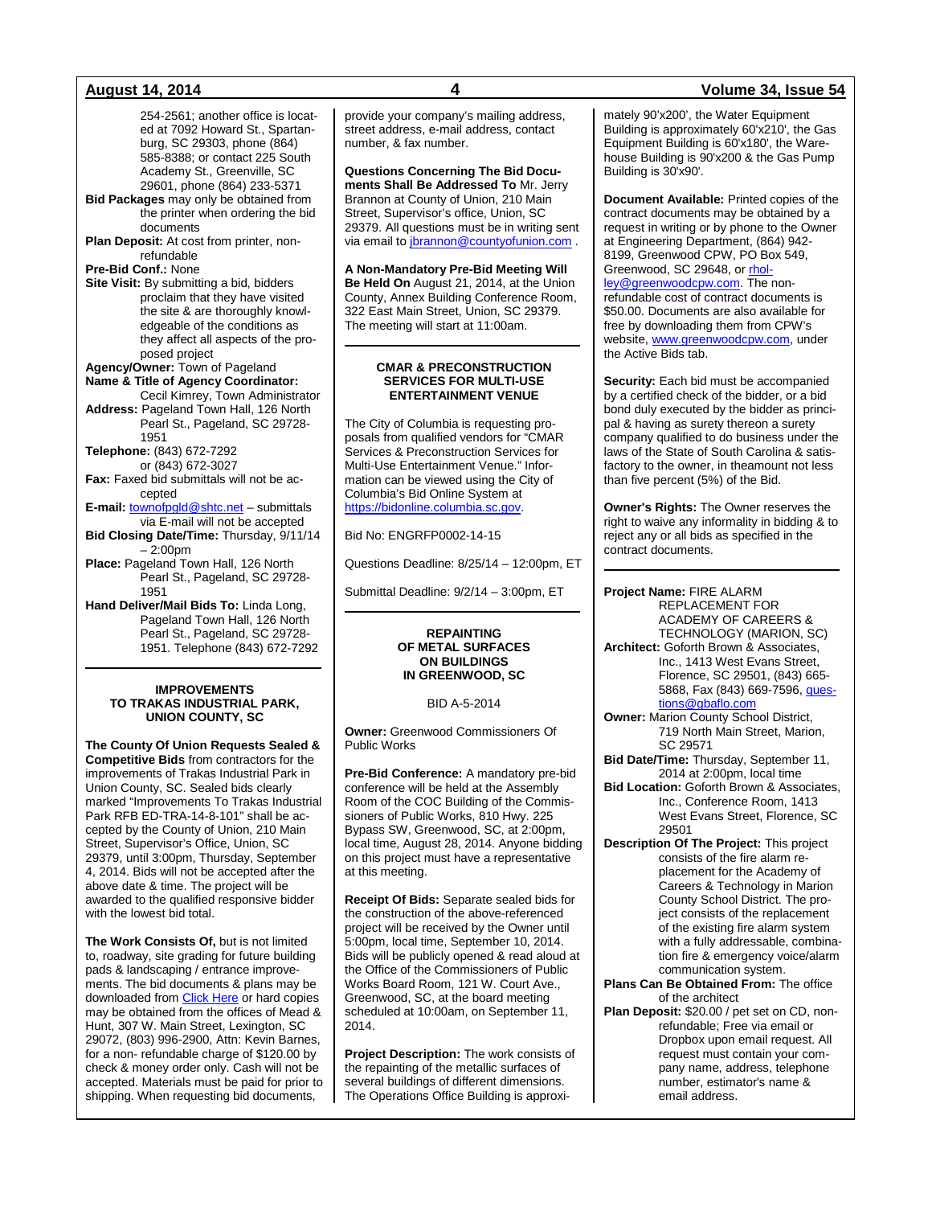254-2561; another office is located at 7092 Howard St., Spartanburg, SC 29303, phone (864) 585-8388; or contact 225 South Academy St., Greenville, SC 29601, phone (864) 233-5371

**Bid Packages** may only be obtained from the printer when ordering the bid documents

**Plan Deposit:** At cost from printer, non-refundable

**Pre-Bid Conf.:** None

**Site Visit:** By submitting a bid, bidders proclaim that they have visited the site & are thoroughly knowledgeable of the conditions as they affect all aspects of the proposed project

**Agency/Owner:** Town of Pageland

**Name & Title of Agency Coordinator:** Cecil Kimrey, Town Administrator

**Address:** Pageland Town Hall, 126 North Pearl St., Pageland, SC 29728-1951

**Telephone:** (843) 672-7292 or (843) 672-3027

**Fax:** Faxed bid submittals will not be accepted

**E-mail:** townofpgld@shtc.net – submittals via E-mail will not be accepted

**Bid Closing Date/Time:** Thursday, 9/11/14 – 2:00pm

**Place:** Pageland Town Hall, 126 North Pearl St., Pageland, SC 29728-1951

**Hand Deliver/Mail Bids To:** Linda Long, Pageland Town Hall, 126 North Pearl St., Pageland, SC 29728-1951. Telephone (843) 672-7292

---

## IMPROVEMENTS TO TRAKAS INDUSTRIAL PARK, UNION COUNTY, SC

**The County Of Union Requests Sealed & Competitive Bids** from contractors for the improvements of Trakas Industrial Park in Union County, SC. Sealed bids clearly marked "Improvements To Trakas Industrial Park RFB ED-TRA-14-8-101" shall be accepted by the County of Union, 210 Main Street, Supervisor's Office, Union, SC 29379, until 3:00pm, Thursday, September 4, 2014. Bids will not be accepted after the above date & time. The project will be awarded to the qualified responsive bidder with the lowest bid total.

**The Work Consists Of,** but is not limited to, roadway, site grading for future building pads & landscaping / entrance improvements. The bid documents & plans may be downloaded from Click Here or hard copies may be obtained from the offices of Mead & Hunt, 307 W. Main Street, Lexington, SC 29072, (803) 996-2900, Attn: Kevin Barnes, for a non- refundable charge of $120.00 by check & money order only. Cash will not be accepted. Materials must be paid for prior to shipping. When requesting bid documents, provide your company's mailing address, street address, e-mail address, contact number, & fax number.

**Questions Concerning The Bid Documents Shall Be Addressed To** Mr. Jerry Brannon at County of Union, 210 Main Street, Supervisor's office, Union, SC 29379. All questions must be in writing sent via email to jbrannon@countyofunion.com .

**A Non-Mandatory Pre-Bid Meeting Will Be Held On** August 21, 2014, at the Union County, Annex Building Conference Room, 322 East Main Street, Union, SC 29379. The meeting will start at 11:00am.

---

## CMAR & PRECONSTRUCTION SERVICES FOR MULTI-USE ENTERTAINMENT VENUE

The City of Columbia is requesting proposals from qualified vendors for "CMAR Services & Preconstruction Services for Multi-Use Entertainment Venue." Information can be viewed using the City of Columbia's Bid Online System at https://bidonline.columbia.sc.gov.

Bid No: ENGRFP0002-14-15

Questions Deadline: 8/25/14 – 12:00pm, ET

Submittal Deadline: 9/2/14 – 3:00pm, ET

---

## REPAINTING OF METAL SURFACES ON BUILDINGS IN GREENWOOD, SC

BID A-5-2014

**Owner:** Greenwood Commissioners Of Public Works

**Pre-Bid Conference:** A mandatory pre-bid conference will be held at the Assembly Room of the COC Building of the Commissioners of Public Works, 810 Hwy. 225 Bypass SW, Greenwood, SC, at 2:00pm, local time, August 28, 2014. Anyone bidding on this project must have a representative at this meeting.

**Receipt Of Bids:** Separate sealed bids for the construction of the above-referenced project will be received by the Owner until 5:00pm, local time, September 10, 2014. Bids will be publicly opened & read aloud at the Office of the Commissioners of Public Works Board Room, 121 W. Court Ave., Greenwood, SC, at the board meeting scheduled at 10:00am, on September 11, 2014.

**Project Description:** The work consists of the repainting of the metallic surfaces of several buildings of different dimensions. The Operations Office Building is approximately 90'x200', the Water Equipment Building is approximately 60'x210', the Gas Equipment Building is 60'x180', the Warehouse Building is 90'x200 & the Gas Pump Building is 30'x90'.

**Document Available:** Printed copies of the contract documents may be obtained by a request in writing or by phone to the Owner at Engineering Department, (864) 942-8199, Greenwood CPW, PO Box 549, Greenwood, SC 29648, or rholley@greenwoodcpw.com. The non-refundable cost of contract documents is $50.00. Documents are also available for free by downloading them from CPW's website, www.greenwoodcpw.com, under the Active Bids tab.

**Security:** Each bid must be accompanied by a certified check of the bidder, or a bid bond duly executed by the bidder as principal & having as surety thereon a surety company qualified to do business under the laws of the State of South Carolina & satisfactory to the owner, in theamount not less than five percent (5%) of the Bid.

**Owner's Rights:** The Owner reserves the right to waive any informality in bidding & to reject any or all bids as specified in the contract documents.

---

**Project Name:** FIRE ALARM REPLACEMENT FOR ACADEMY OF CAREERS & TECHNOLOGY (MARION, SC)

**Architect:** Goforth Brown & Associates, Inc., 1413 West Evans Street, Florence, SC 29501, (843) 665-5868, Fax (843) 669-7596, questions@gbaflo.com

**Owner:** Marion County School District, 719 North Main Street, Marion, SC 29571

**Bid Date/Time:** Thursday, September 11, 2014 at 2:00pm, local time

**Bid Location:** Goforth Brown & Associates, Inc., Conference Room, 1413 West Evans Street, Florence, SC 29501

**Description Of The Project:** This project consists of the fire alarm replacement for the Academy of Careers & Technology in Marion County School District. The project consists of the replacement of the existing fire alarm system with a fully addressable, combination fire & emergency voice/alarm communication system.

**Plans Can Be Obtained From:** The office of the architect

**Plan Deposit:** $20.00 / pet set on CD, non-refundable; Free via email or Dropbox upon email request. All request must contain your company name, address, telephone number, estimator's name & email address.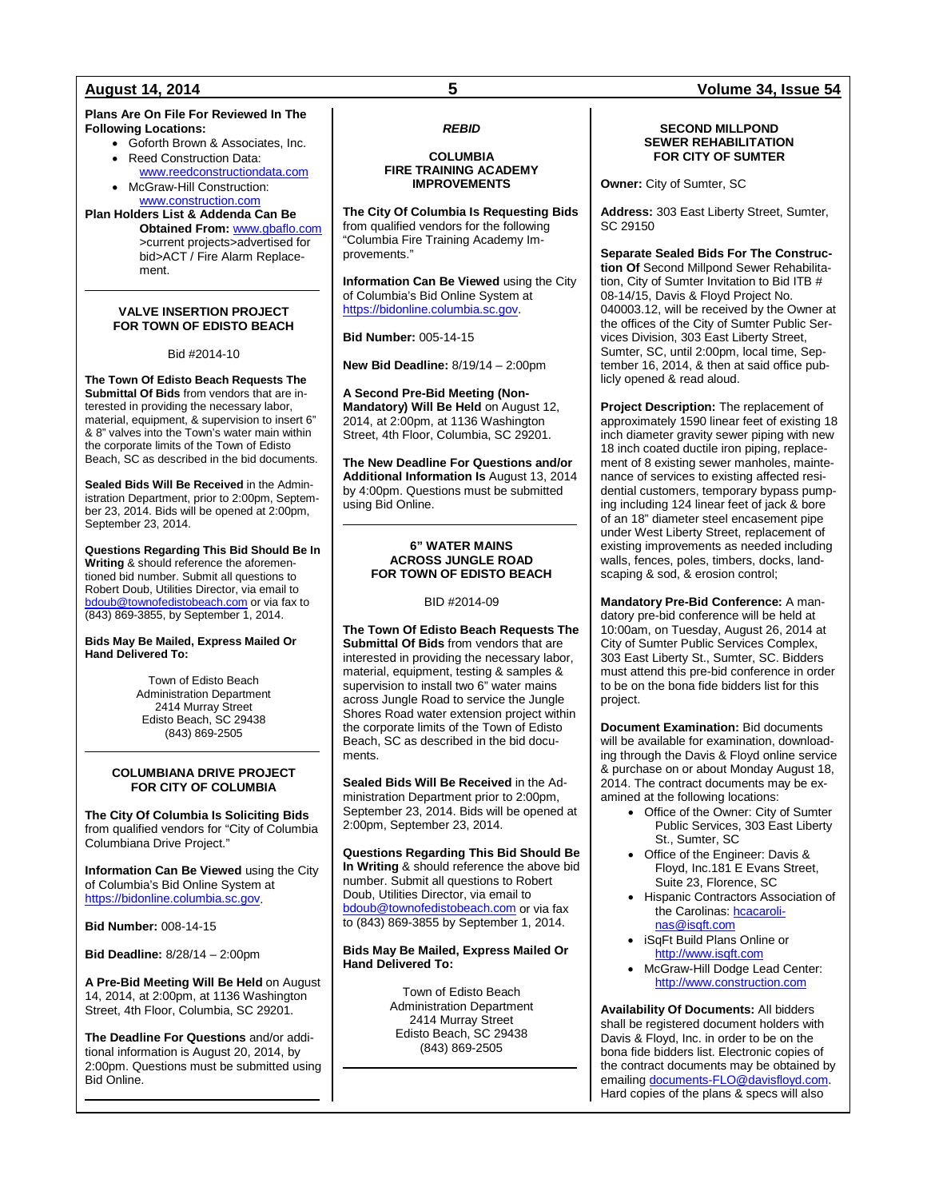**Plans Are On File For Reviewed In The Following Locations:**

- Goforth Brown & Associates, Inc.
- Reed Construction Data: www.reedconstructiondata.com
- McGraw-Hill Construction: www.construction.com

**Plan Holders List & Addenda Can Be Obtained From:** www.gbaflo.com >current projects>advertised for bid>ACT / Fire Alarm Replacement.

---

### VALVE INSERTION PROJECT FOR TOWN OF EDISTO BEACH

Bid #2014-10

**The Town Of Edisto Beach Requests The Submittal Of Bids** from vendors that are interested in providing the necessary labor, material, equipment, & supervision to insert 6" & 8" valves into the Town's water main within the corporate limits of the Town of Edisto Beach, SC as described in the bid documents.

**Sealed Bids Will Be Received** in the Administration Department, prior to 2:00pm, September 23, 2014. Bids will be opened at 2:00pm, September 23, 2014.

**Questions Regarding This Bid Should Be In Writing** & should reference the aforementioned bid number. Submit all questions to Robert Doub, Utilities Director, via email to bdoub@townofedistobeach.com or via fax to (843) 869-3855, by September 1, 2014.

**Bids May Be Mailed, Express Mailed Or Hand Delivered To:**

Town of Edisto Beach
Administration Department
2414 Murray Street
Edisto Beach, SC 29438
(843) 869-2505

---

### COLUMBIANA DRIVE PROJECT FOR CITY OF COLUMBIA

**The City Of Columbia Is Soliciting Bids** from qualified vendors for "City of Columbia Columbiana Drive Project."

**Information Can Be Viewed** using the City of Columbia's Bid Online System at https://bidonline.columbia.sc.gov.

**Bid Number:** 008-14-15

**Bid Deadline:** 8/28/14 – 2:00pm

**A Pre-Bid Meeting Will Be Held** on August 14, 2014, at 2:00pm, at 1136 Washington Street, 4th Floor, Columbia, SC 29201.

**The Deadline For Questions** and/or additional information is August 20, 2014, by 2:00pm. Questions must be submitted using Bid Online.

---

***REBID***

### COLUMBIA FIRE TRAINING ACADEMY IMPROVEMENTS

**The City Of Columbia Is Requesting Bids** from qualified vendors for the following "Columbia Fire Training Academy Improvements."

**Information Can Be Viewed** using the City of Columbia's Bid Online System at https://bidonline.columbia.sc.gov.

**Bid Number:** 005-14-15

**New Bid Deadline:** 8/19/14 – 2:00pm

**A Second Pre-Bid Meeting (Non-Mandatory) Will Be Held** on August 12, 2014, at 2:00pm, at 1136 Washington Street, 4th Floor, Columbia, SC 29201.

**The New Deadline For Questions and/or Additional Information Is** August 13, 2014 by 4:00pm. Questions must be submitted using Bid Online.

---

### 6" WATER MAINS ACROSS JUNGLE ROAD FOR TOWN OF EDISTO BEACH

BID #2014-09

**The Town Of Edisto Beach Requests The Submittal Of Bids** from vendors that are interested in providing the necessary labor, material, equipment, testing & samples & supervision to install two 6" water mains across Jungle Road to service the Jungle Shores Road water extension project within the corporate limits of the Town of Edisto Beach, SC as described in the bid documents.

**Sealed Bids Will Be Received** in the Administration Department prior to 2:00pm, September 23, 2014. Bids will be opened at 2:00pm, September 23, 2014.

**Questions Regarding This Bid Should Be In Writing** & should reference the above bid number. Submit all questions to Robert Doub, Utilities Director, via email to bdoub@townofedistobeach.com or via fax to (843) 869-3855 by September 1, 2014.

**Bids May Be Mailed, Express Mailed Or Hand Delivered To:**

Town of Edisto Beach
Administration Department
2414 Murray Street
Edisto Beach, SC 29438
(843) 869-2505

---

### SECOND MILLPOND SEWER REHABILITATION FOR CITY OF SUMTER

**Owner:** City of Sumter, SC

**Address:** 303 East Liberty Street, Sumter, SC 29150

**Separate Sealed Bids For The Construction Of** Second Millpond Sewer Rehabilitation, City of Sumter Invitation to Bid ITB # 08-14/15, Davis & Floyd Project No. 040003.12, will be received by the Owner at the offices of the City of Sumter Public Services Division, 303 East Liberty Street, Sumter, SC, until 2:00pm, local time, September 16, 2014, & then at said office publicly opened & read aloud.

**Project Description:** The replacement of approximately 1590 linear feet of existing 18 inch diameter gravity sewer piping with new 18 inch coated ductile iron piping, replacement of 8 existing sewer manholes, maintenance of services to existing affected residential customers, temporary bypass pumping including 124 linear feet of jack & bore of an 18" diameter steel encasement pipe under West Liberty Street, replacement of existing improvements as needed including walls, fences, poles, timbers, docks, landscaping & sod, & erosion control;

**Mandatory Pre-Bid Conference:** A mandatory pre-bid conference will be held at 10:00am, on Tuesday, August 26, 2014 at City of Sumter Public Services Complex, 303 East Liberty St., Sumter, SC. Bidders must attend this pre-bid conference in order to be on the bona fide bidders list for this project.

**Document Examination:** Bid documents will be available for examination, downloading through the Davis & Floyd online service & purchase on or about Monday August 18, 2014. The contract documents may be examined at the following locations:

- Office of the Owner: City of Sumter Public Services, 303 East Liberty St., Sumter, SC
- Office of the Engineer: Davis & Floyd, Inc.181 E Evans Street, Suite 23, Florence, SC
- Hispanic Contractors Association of the Carolinas: hcacarolinas@isqft.com
- iSqFt Build Plans Online or http://www.isqft.com
- McGraw-Hill Dodge Lead Center: http://www.construction.com

**Availability Of Documents:** All bidders shall be registered document holders with Davis & Floyd, Inc. in order to be on the bona fide bidders list. Electronic copies of the contract documents may be obtained by emailing documents-FLO@davisfloyd.com. Hard copies of the plans & specs will also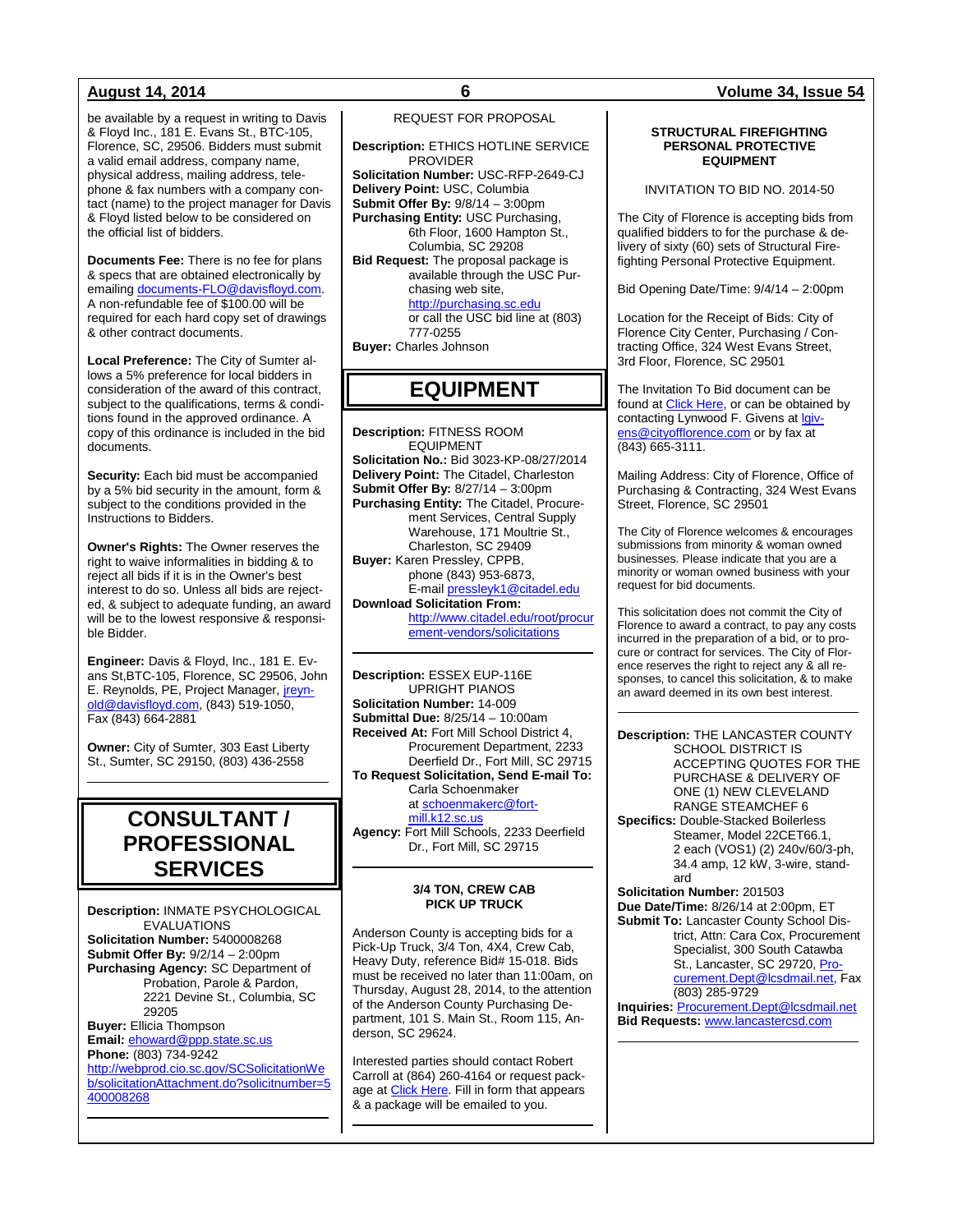be available by a request in writing to Davis & Floyd Inc., 181 E. Evans St., BTC-105, Florence, SC, 29506. Bidders must submit a valid email address, company name, physical address, mailing address, telephone & fax numbers with a company contact (name) to the project manager for Davis & Floyd listed below to be considered on the official list of bidders.

**Documents Fee:** There is no fee for plans & specs that are obtained electronically by emailing documents-FLO@davisfloyd.com. A non-refundable fee of $100.00 will be required for each hard copy set of drawings & other contract documents.

**Local Preference:** The City of Sumter allows a 5% preference for local bidders in consideration of the award of this contract, subject to the qualifications, terms & conditions found in the approved ordinance. A copy of this ordinance is included in the bid documents.

**Security:** Each bid must be accompanied by a 5% bid security in the amount, form & subject to the conditions provided in the Instructions to Bidders.

**Owner's Rights:** The Owner reserves the right to waive informalities in bidding & to reject all bids if it is in the Owner's best interest to do so. Unless all bids are rejected, & subject to adequate funding, an award will be to the lowest responsive & responsible Bidder.

**Engineer:** Davis & Floyd, Inc., 181 E. Evans St,BTC-105, Florence, SC 29506, John E. Reynolds, PE, Project Manager, jreynold@davisfloyd.com, (843) 519-1050, Fax (843) 664-2881

**Owner:** City of Sumter, 303 East Liberty St., Sumter, SC 29150, (803) 436-2558

---

# CONSULTANT / PROFESSIONAL SERVICES

**Description:** INMATE PSYCHOLOGICAL EVALUATIONS
**Solicitation Number:** 5400008268
**Submit Offer By:** 9/2/14 – 2:00pm
**Purchasing Agency:** SC Department of Probation, Parole & Pardon, 2221 Devine St., Columbia, SC 29205
**Buyer:** Ellicia Thompson
**Email:** ehoward@ppp.state.sc.us
**Phone:** (803) 734-9242
http://webprod.cio.sc.gov/SCSolicitationWeb/solicitationAttachment.do?solicitnumber=5400008268

---

REQUEST FOR PROPOSAL

**Description:** ETHICS HOTLINE SERVICE PROVIDER
**Solicitation Number:** USC-RFP-2649-CJ
**Delivery Point:** USC, Columbia
**Submit Offer By:** 9/8/14 – 3:00pm
**Purchasing Entity:** USC Purchasing, 6th Floor, 1600 Hampton St., Columbia, SC 29208
**Bid Request:** The proposal package is available through the USC Purchasing web site, http://purchasing.sc.edu or call the USC bid line at (803) 777-0255
**Buyer:** Charles Johnson

# EQUIPMENT

**Description:** FITNESS ROOM EQUIPMENT
**Solicitation No.:** Bid 3023-KP-08/27/2014
**Delivery Point:** The Citadel, Charleston
**Submit Offer By:** 8/27/14 – 3:00pm
**Purchasing Entity:** The Citadel, Procurement Services, Central Supply Warehouse, 171 Moultrie St., Charleston, SC 29409
**Buyer:** Karen Pressley, CPPB, phone (843) 953-6873, E-mail pressleyk1@citadel.edu
**Download Solicitation From:** http://www.citadel.edu/root/procurement-vendors/solicitations

---

**Description:** ESSEX EUP-116E UPRIGHT PIANOS
**Solicitation Number:** 14-009
**Submittal Due:** 8/25/14 – 10:00am
**Received At:** Fort Mill School District 4, Procurement Department, 2233 Deerfield Dr., Fort Mill, SC 29715
**To Request Solicitation, Send E-mail To:** Carla Schoenmaker at schoenmakerc@fortmill.k12.sc.us
**Agency:** Fort Mill Schools, 2233 Deerfield Dr., Fort Mill, SC 29715

---

**3/4 TON, CREW CAB PICK UP TRUCK**

Anderson County is accepting bids for a Pick-Up Truck, 3/4 Ton, 4X4, Crew Cab, Heavy Duty, reference Bid# 15-018. Bids must be received no later than 11:00am, on Thursday, August 28, 2014, to the attention of the Anderson County Purchasing Department, 101 S. Main St., Room 115, Anderson, SC 29624.

Interested parties should contact Robert Carroll at (864) 260-4164 or request package at Click Here. Fill in form that appears & a package will be emailed to you.

---

**STRUCTURAL FIREFIGHTING PERSONAL PROTECTIVE EQUIPMENT**

INVITATION TO BID NO. 2014-50

The City of Florence is accepting bids from qualified bidders to for the purchase & delivery of sixty (60) sets of Structural Firefighting Personal Protective Equipment.

Bid Opening Date/Time: 9/4/14 – 2:00pm

Location for the Receipt of Bids: City of Florence City Center, Purchasing / Contracting Office, 324 West Evans Street, 3rd Floor, Florence, SC 29501

The Invitation To Bid document can be found at Click Here, or can be obtained by contacting Lynwood F. Givens at lgivens@cityofflorence.com or by fax at (843) 665-3111.

Mailing Address: City of Florence, Office of Purchasing & Contracting, 324 West Evans Street, Florence, SC 29501

The City of Florence welcomes & encourages submissions from minority & woman owned businesses. Please indicate that you are a minority or woman owned business with your request for bid documents.

This solicitation does not commit the City of Florence to award a contract, to pay any costs incurred in the preparation of a bid, or to procure or contract for services. The City of Florence reserves the right to reject any & all responses, to cancel this solicitation, & to make an award deemed in its own best interest.

---

**Description:** THE LANCASTER COUNTY SCHOOL DISTRICT IS ACCEPTING QUOTES FOR THE PURCHASE & DELIVERY OF ONE (1) NEW CLEVELAND RANGE STEAMCHEF 6
**Specifics:** Double-Stacked Boilerless Steamer, Model 22CET66.1, 2 each (VOS1) (2) 240v/60/3-ph, 34.4 amp, 12 kW, 3-wire, standard
**Solicitation Number:** 201503
**Due Date/Time:** 8/26/14 at 2:00pm, ET
**Submit To:** Lancaster County School District, Attn: Cara Cox, Procurement Specialist, 300 South Catawba St., Lancaster, SC 29720, Procurement.Dept@lcsdmail.net, Fax (803) 285-9729
**Inquiries:** Procurement.Dept@lcsdmail.net
**Bid Requests:** www.lancastercsd.com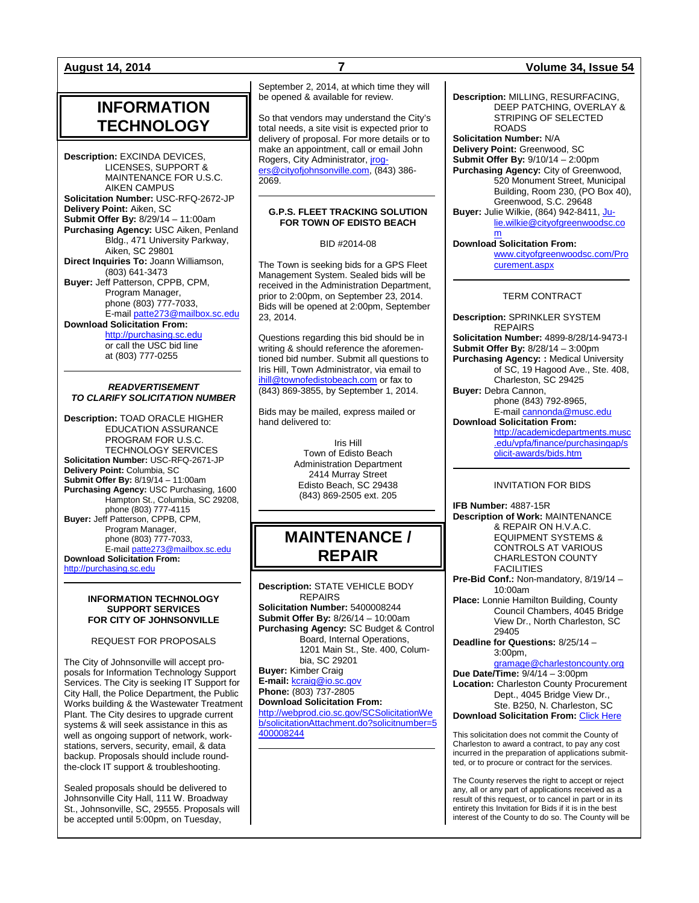# INFORMATION TECHNOLOGY

**Description:** EXCINDA DEVICES, LICENSES, SUPPORT & MAINTENANCE FOR U.S.C. AIKEN CAMPUS
**Solicitation Number:** USC-RFQ-2672-JP
**Delivery Point:** Aiken, SC
**Submit Offer By:** 8/29/14 – 11:00am
**Purchasing Agency:** USC Aiken, Penland Bldg., 471 University Parkway, Aiken, SC 29801
**Direct Inquiries To:** Joann Williamson, (803) 641-3473
**Buyer:** Jeff Patterson, CPPB, CPM, Program Manager, phone (803) 777-7033, E-mail patte273@mailbox.sc.edu
**Download Solicitation From:** http://purchasing.sc.edu or call the USC bid line at (803) 777-0255

---

***READVERTISEMENT TO CLARIFY SOLICITATION NUMBER***

**Description:** TOAD ORACLE HIGHER EDUCATION ASSURANCE PROGRAM FOR U.S.C. TECHNOLOGY SERVICES
**Solicitation Number:** USC-RFQ-2671-JP
**Delivery Point:** Columbia, SC
**Submit Offer By:** 8/19/14 – 11:00am
**Purchasing Agency:** USC Purchasing, 1600 Hampton St., Columbia, SC 29208, phone (803) 777-4115
**Buyer:** Jeff Patterson, CPPB, CPM, Program Manager, phone (803) 777-7033, E-mail patte273@mailbox.sc.edu
**Download Solicitation From:** http://purchasing.sc.edu

---

**INFORMATION TECHNOLOGY SUPPORT SERVICES FOR CITY OF JOHNSONVILLE**

REQUEST FOR PROPOSALS

The City of Johnsonville will accept proposals for Information Technology Support Services. The City is seeking IT Support for City Hall, the Police Department, the Public Works building & the Wastewater Treatment Plant. The City desires to upgrade current systems & will seek assistance in this as well as ongoing support of network, workstations, servers, security, email, & data backup. Proposals should include round-the-clock IT support & troubleshooting.

Sealed proposals should be delivered to Johnsonville City Hall, 111 W. Broadway St., Johnsonville, SC, 29555. Proposals will be accepted until 5:00pm, on Tuesday, September 2, 2014, at which time they will be opened & available for review.

So that vendors may understand the City's total needs, a site visit is expected prior to delivery of proposal. For more details or to make an appointment, call or email John Rogers, City Administrator, jrogers@cityofjohnsonville.com, (843) 386-2069.

---

**G.P.S. FLEET TRACKING SOLUTION FOR TOWN OF EDISTO BEACH**

BID #2014-08

The Town is seeking bids for a GPS Fleet Management System. Sealed bids will be received in the Administration Department, prior to 2:00pm, on September 23, 2014. Bids will be opened at 2:00pm, September 23, 2014.

Questions regarding this bid should be in writing & should reference the aforementioned bid number. Submit all questions to Iris Hill, Town Administrator, via email to ihill@townofedistobeach.com or fax to (843) 869-3855, by September 1, 2014.

Bids may be mailed, express mailed or hand delivered to:

Iris Hill
Town of Edisto Beach
Administration Department
2414 Murray Street
Edisto Beach, SC 29438
(843) 869-2505 ext. 205

---

# MAINTENANCE / REPAIR

**Description:** STATE VEHICLE BODY REPAIRS
**Solicitation Number:** 5400008244
**Submit Offer By:** 8/26/14 – 10:00am
**Purchasing Agency:** SC Budget & Control Board, Internal Operations, 1201 Main St., Ste. 400, Columbia, SC 29201
**Buyer:** Kimber Craig
**E-mail:** kcraig@io.sc.gov
**Phone:** (803) 737-2805
**Download Solicitation From:** http://webprod.cio.sc.gov/SCSolicitationWeb/solicitationAttachment.do?solicitnumber=5400008244

---

**Description:** MILLING, RESURFACING, DEEP PATCHING, OVERLAY & STRIPING OF SELECTED ROADS
**Solicitation Number:** N/A
**Delivery Point:** Greenwood, SC
**Submit Offer By:** 9/10/14 – 2:00pm
**Purchasing Agency:** City of Greenwood, 520 Monument Street, Municipal Building, Room 230, (PO Box 40), Greenwood, S.C. 29648
**Buyer:** Julie Wilkie, (864) 942-8411, Julie.wilkie@cityofgreenwoodsc.com
**Download Solicitation From:** www.cityofgreenwoodsc.com/Procurement.aspx

---

TERM CONTRACT

**Description:** SPRINKLER SYSTEM REPAIRS
**Solicitation Number:** 4899-8/28/14-9473-I
**Submit Offer By:** 8/28/14 – 3:00pm
**Purchasing Agency: :** Medical University of SC, 19 Hagood Ave., Ste. 408, Charleston, SC 29425
**Buyer:** Debra Cannon, phone (843) 792-8965, E-mail cannonda@musc.edu
**Download Solicitation From:** http://academicdepartments.musc.edu/vpfa/finance/purchasingap/solicit-awards/bids.htm

---

INVITATION FOR BIDS

**IFB Number:** 4887-15R
**Description of Work:** MAINTENANCE & REPAIR ON H.V.A.C. EQUIPMENT SYSTEMS & CONTROLS AT VARIOUS CHARLESTON COUNTY FACILITIES
**Pre-Bid Conf.:** Non-mandatory, 8/19/14 – 10:00am
**Place:** Lonnie Hamilton Building, County Council Chambers, 4045 Bridge View Dr., North Charleston, SC 29405
**Deadline for Questions:** 8/25/14 – 3:00pm, gramage@charlestoncounty.org
**Due Date/Time:** 9/4/14 – 3:00pm
**Location:** Charleston County Procurement Dept., 4045 Bridge View Dr., Ste. B250, N. Charleston, SC
**Download Solicitation From:** Click Here

This solicitation does not commit the County of Charleston to award a contract, to pay any cost incurred in the preparation of applications submitted, or to procure or contract for the services.

The County reserves the right to accept or reject any, all or any part of applications received as a result of this request, or to cancel in part or in its entirety this Invitation for Bids if it is in the best interest of the County to do so. The County will be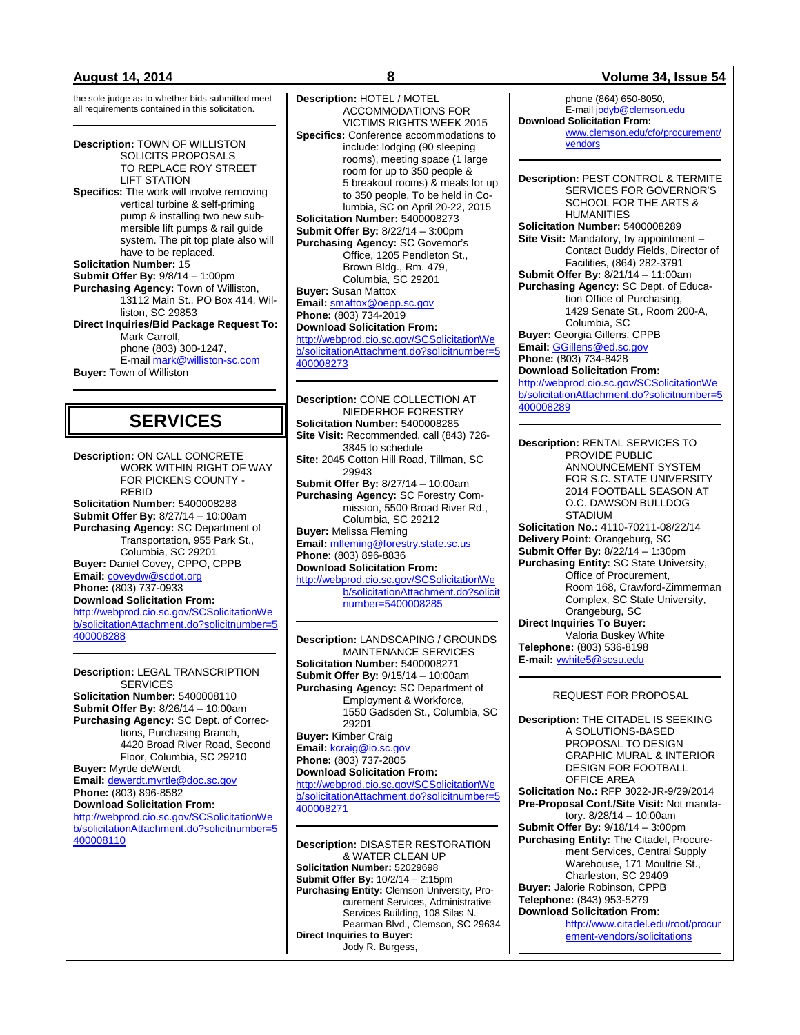the sole judge as to whether bids submitted meet all requirements contained in this solicitation.

---

**Description:** TOWN OF WILLISTON SOLICITS PROPOSALS TO REPLACE ROY STREET LIFT STATION
**Specifics:** The work will involve removing vertical turbine & self-priming pump & installing two new submersible lift pumps & rail guide system. The pit top plate also will have to be replaced.
**Solicitation Number:** 15
**Submit Offer By:** 9/8/14 – 1:00pm
**Purchasing Agency:** Town of Williston, 13112 Main St., PO Box 414, Williston, SC 29853
**Direct Inquiries/Bid Package Request To:** Mark Carroll, phone (803) 300-1247, E-mail mark@williston-sc.com
**Buyer:** Town of Williston

---

# SERVICES

**Description:** ON CALL CONCRETE WORK WITHIN RIGHT OF WAY FOR PICKENS COUNTY - REBID
**Solicitation Number:** 5400008288
**Submit Offer By:** 8/27/14 – 10:00am
**Purchasing Agency:** SC Department of Transportation, 955 Park St., Columbia, SC 29201
**Buyer:** Daniel Covey, CPPO, CPPB
**Email:** coveydw@scdot.org
**Phone:** (803) 737-0933
**Download Solicitation From:**
http://webprod.cio.sc.gov/SCSolicitationWeb/solicitationAttachment.do?solicitnumber=5400008288

---

**Description:** LEGAL TRANSCRIPTION SERVICES
**Solicitation Number:** 5400008110
**Submit Offer By:** 8/26/14 – 10:00am
**Purchasing Agency:** SC Dept. of Corrections, Purchasing Branch, 4420 Broad River Road, Second Floor, Columbia, SC 29210
**Buyer:** Myrtle deWerdt
**Email:** dewerdt.myrtle@doc.sc.gov
**Phone:** (803) 896-8582
**Download Solicitation From:**
http://webprod.cio.sc.gov/SCSolicitationWeb/solicitationAttachment.do?solicitnumber=5400008110

---

**Description:** HOTEL / MOTEL ACCOMMODATIONS FOR VICTIMS RIGHTS WEEK 2015
**Specifics:** Conference accommodations to include: lodging (90 sleeping rooms), meeting space (1 large room for up to 350 people & 5 breakout rooms) & meals for up to 350 people, To be held in Columbia, SC on April 20-22, 2015
**Solicitation Number:** 5400008273
**Submit Offer By:** 8/22/14 – 3:00pm
**Purchasing Agency:** SC Governor's Office, 1205 Pendleton St., Brown Bldg., Rm. 479, Columbia, SC 29201
**Buyer:** Susan Mattox
**Email:** smattox@oepp.sc.gov
**Phone:** (803) 734-2019
**Download Solicitation From:**
http://webprod.cio.sc.gov/SCSolicitationWeb/solicitationAttachment.do?solicitnumber=5400008273

---

**Description:** CONE COLLECTION AT NIEDERHOF FORESTRY
**Solicitation Number:** 5400008285
**Site Visit:** Recommended, call (843) 726-3845 to schedule
**Site:** 2045 Cotton Hill Road, Tillman, SC 29943
**Submit Offer By:** 8/27/14 – 10:00am
**Purchasing Agency:** SC Forestry Commission, 5500 Broad River Rd., Columbia, SC 29212
**Buyer:** Melissa Fleming
**Email:** mfleming@forestry.state.sc.us
**Phone:** (803) 896-8836
**Download Solicitation From:**
http://webprod.cio.sc.gov/SCSolicitationWeb/solicitationAttachment.do?solicitnumber=5400008285

---

**Description:** LANDSCAPING / GROUNDS MAINTENANCE SERVICES
**Solicitation Number:** 5400008271
**Submit Offer By:** 9/15/14 – 10:00am
**Purchasing Agency:** SC Department of Employment & Workforce, 1550 Gadsden St., Columbia, SC 29201
**Buyer:** Kimber Craig
**Email:** kcraig@io.sc.gov
**Phone:** (803) 737-2805
**Download Solicitation From:**
http://webprod.cio.sc.gov/SCSolicitationWeb/solicitationAttachment.do?solicitnumber=5400008271

---

**Description:** DISASTER RESTORATION & WATER CLEAN UP
**Solicitation Number:** 52029698
**Submit Offer By:** 10/2/14 – 2:15pm
**Purchasing Entity:** Clemson University, Procurement Services, Administrative Services Building, 108 Silas N. Pearman Blvd., Clemson, SC 29634
**Direct Inquiries to Buyer:** Jody R. Burgess, phone (864) 650-8050, E-mail jodyb@clemson.edu
**Download Solicitation From:**
www.clemson.edu/cfo/procurement/vendors

---

**Description:** PEST CONTROL & TERMITE SERVICES FOR GOVERNOR'S SCHOOL FOR THE ARTS & HUMANITIES
**Solicitation Number:** 5400008289
**Site Visit:** Mandatory, by appointment – Contact Buddy Fields, Director of Facilities, (864) 282-3791
**Submit Offer By:** 8/21/14 – 11:00am
**Purchasing Agency:** SC Dept. of Education Office of Purchasing, 1429 Senate St., Room 200-A, Columbia, SC
**Buyer:** Georgia Gillens, CPPB
**Email:** GGillens@ed.sc.gov
**Phone:** (803) 734-8428
**Download Solicitation From:**
http://webprod.cio.sc.gov/SCSolicitationWeb/solicitationAttachment.do?solicitnumber=5400008289

---

**Description:** RENTAL SERVICES TO PROVIDE PUBLIC ANNOUNCEMENT SYSTEM FOR S.C. STATE UNIVERSITY 2014 FOOTBALL SEASON AT O.C. DAWSON BULLDOG STADIUM
**Solicitation No.:** 4110-70211-08/22/14
**Delivery Point:** Orangeburg, SC
**Submit Offer By:** 8/22/14 – 1:30pm
**Purchasing Entity:** SC State University, Office of Procurement, Room 168, Crawford-Zimmerman Complex, SC State University, Orangeburg, SC
**Direct Inquiries To Buyer:** Valoria Buskey White
**Telephone:** (803) 536-8198
**E-mail:** vwhite5@scsu.edu

---

REQUEST FOR PROPOSAL

**Description:** THE CITADEL IS SEEKING A SOLUTIONS-BASED PROPOSAL TO DESIGN GRAPHIC MURAL & INTERIOR DESIGN FOR FOOTBALL OFFICE AREA
**Solicitation No.:** RFP 3022-JR-9/29/2014
**Pre-Proposal Conf./Site Visit:** Not mandatory. 8/28/14 – 10:00am
**Submit Offer By:** 9/18/14 – 3:00pm
**Purchasing Entity:** The Citadel, Procurement Services, Central Supply Warehouse, 171 Moultrie St., Charleston, SC 29409
**Buyer:** Jalorie Robinson, CPPB
**Telephone:** (843) 953-5279
**Download Solicitation From:**
http://www.citadel.edu/root/procurement-vendors/solicitations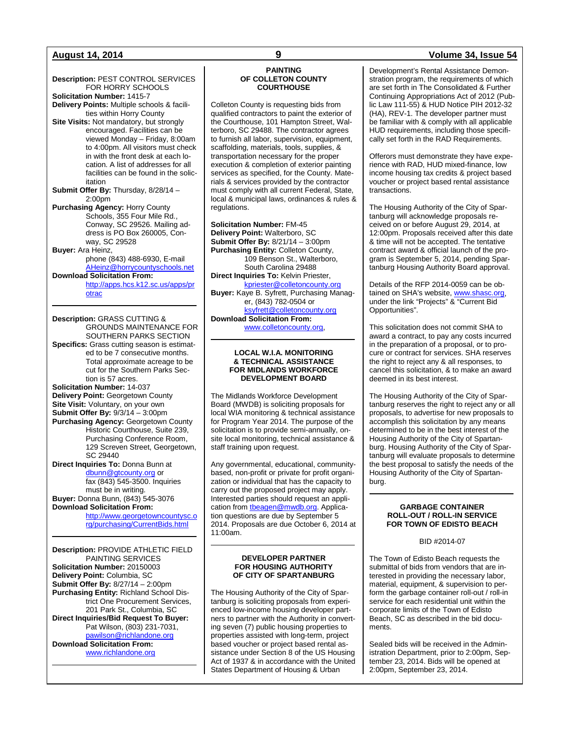**Description:** PEST CONTROL SERVICES FOR HORRY SCHOOLS
**Solicitation Number:** 1415-7
**Delivery Points:** Multiple schools & facilities within Horry County
**Site Visits:** Not mandatory, but strongly encouraged. Facilities can be viewed Monday – Friday, 8:00am to 4:00pm. All visitors must check in with the front desk at each location. A list of addresses for all facilities can be found in the solicitation
**Submit Offer By:** Thursday, 8/28/14 – 2:00pm
**Purchasing Agency:** Horry County Schools, 355 Four Mile Rd., Conway, SC 29526. Mailing address is PO Box 260005, Conway, SC 29528
**Buyer:** Ara Heinz, phone (843) 488-6930, E-mail AHeinz@horrycountyschools.net
**Download Solicitation From:** http://apps.hcs.k12.sc.us/apps/protrac

---

**Description:** GRASS CUTTING & GROUNDS MAINTENANCE FOR SOUTHERN PARKS SECTION
**Specifics:** Grass cutting season is estimated to be 7 consecutive months. Total approximate acreage to be cut for the Southern Parks Section is 57 acres.
**Solicitation Number:** 14-037
**Delivery Point:** Georgetown County
**Site Visit:** Voluntary, on your own
**Submit Offer By:** 9/3/14 – 3:00pm
**Purchasing Agency:** Georgetown County Historic Courthouse, Suite 239, Purchasing Conference Room, 129 Screven Street, Georgetown, SC 29440
**Direct Inquiries To:** Donna Bunn at dbunn@gtcounty.org or fax (843) 545-3500. Inquiries must be in writing.
**Buyer:** Donna Bunn, (843) 545-3076
**Download Solicitation From:** http://www.georgetowncountysc.org/purchasing/CurrentBids.html

---

**Description:** PROVIDE ATHLETIC FIELD PAINTING SERVICES
**Solicitation Number:** 20150003
**Delivery Point:** Columbia, SC
**Submit Offer By:** 8/27/14 – 2:00pm
**Purchasing Entity:** Richland School District One Procurement Services, 201 Park St., Columbia, SC
**Direct Inquiries/Bid Request To Buyer:** Pat Wilson, (803) 231-7031, pawilson@richlandone.org
**Download Solicitation From:** www.richlandone.org

---

### PAINTING OF COLLETON COUNTY COURTHOUSE

Colleton County is requesting bids from qualified contractors to paint the exterior of the Courthouse, 101 Hampton Street, Walterboro, SC 29488. The contractor agrees to furnish all labor, supervision, equipment, scaffolding, materials, tools, supplies, & transportation necessary for the proper execution & completion of exterior painting services as specified, for the County. Materials & services provided by the contractor must comply with all current Federal, State, local & municipal laws, ordinances & rules & regulations.

**Solicitation Number:** FM-45
**Delivery Point:** Walterboro, SC
**Submit Offer By:** 8/21/14 – 3:00pm
**Purchasing Entity:** Colleton County, 109 Benson St., Walterboro, South Carolina 29488
**Direct Inquiries To:** Kelvin Priester, kpriester@colletoncounty.org
**Buyer:** Kaye B. Syfrett, Purchasing Manager, (843) 782-0504 or ksyfrett@colletoncounty.org
**Download Solicitation From:** www.colletoncounty.org,

---

### LOCAL W.I.A. MONITORING & TECHNICAL ASSISTANCE FOR MIDLANDS WORKFORCE DEVELOPMENT BOARD

The Midlands Workforce Development Board (MWDB) is soliciting proposals for local WIA monitoring & technical assistance for Program Year 2014. The purpose of the solicitation is to provide semi-annually, on-site local monitoring, technical assistance & staff training upon request.

Any governmental, educational, community-based, non-profit or private for profit organization or individual that has the capacity to carry out the proposed project may apply. Interested parties should request an application from tbeagen@mwdb.org. Application questions are due by September 5 2014. Proposals are due October 6, 2014 at 11:00am.

---

### DEVELOPER PARTNER FOR HOUSING AUTHORITY OF CITY OF SPARTANBURG

The Housing Authority of the City of Spartanburg is soliciting proposals from experienced low-income housing developer partners to partner with the Authority in converting seven (7) public housing properties to properties assisted with long-term, project based voucher or project based rental assistance under Section 8 of the US Housing Act of 1937 & in accordance with the United States Department of Housing & Urban Development's Rental Assistance Demonstration program, the requirements of which are set forth in The Consolidated & Further Continuing Appropriations Act of 2012 (Public Law 111-55) & HUD Notice PIH 2012-32 (HA), REV-1. The developer partner must be familiar with & comply with all applicable HUD requirements, including those specifically set forth in the RAD Requirements.

Offerors must demonstrate they have experience with RAD, HUD mixed-finance, low income housing tax credits & project based voucher or project based rental assistance transactions.

The Housing Authority of the City of Spartanburg will acknowledge proposals received on or before August 29, 2014, at 12:00pm. Proposals received after this date & time will not be accepted. The tentative contract award & official launch of the program is September 5, 2014, pending Spartanburg Housing Authority Board approval.

Details of the RFP 2014-0059 can be obtained on SHA's website, www.shasc.org, under the link "Projects" & "Current Bid Opportunities".

This solicitation does not commit SHA to award a contract, to pay any costs incurred in the preparation of a proposal, or to procure or contract for services. SHA reserves the right to reject any & all responses, to cancel this solicitation, & to make an award deemed in its best interest.

The Housing Authority of the City of Spartanburg reserves the right to reject any or all proposals, to advertise for new proposals to accomplish this solicitation by any means determined to be in the best interest of the Housing Authority of the City of Spartanburg. Housing Authority of the City of Spartanburg will evaluate proposals to determine the best proposal to satisfy the needs of the Housing Authority of the City of Spartanburg.

---

### GARBAGE CONTAINER ROLL-OUT / ROLL-IN SERVICE FOR TOWN OF EDISTO BEACH

BID #2014-07

The Town of Edisto Beach requests the submittal of bids from vendors that are interested in providing the necessary labor, material, equipment, & supervision to perform the garbage container roll-out / roll-in service for each residential unit within the corporate limits of the Town of Edisto Beach, SC as described in the bid documents.

Sealed bids will be received in the Administration Department, prior to 2:00pm, September 23, 2014. Bids will be opened at 2:00pm, September 23, 2014.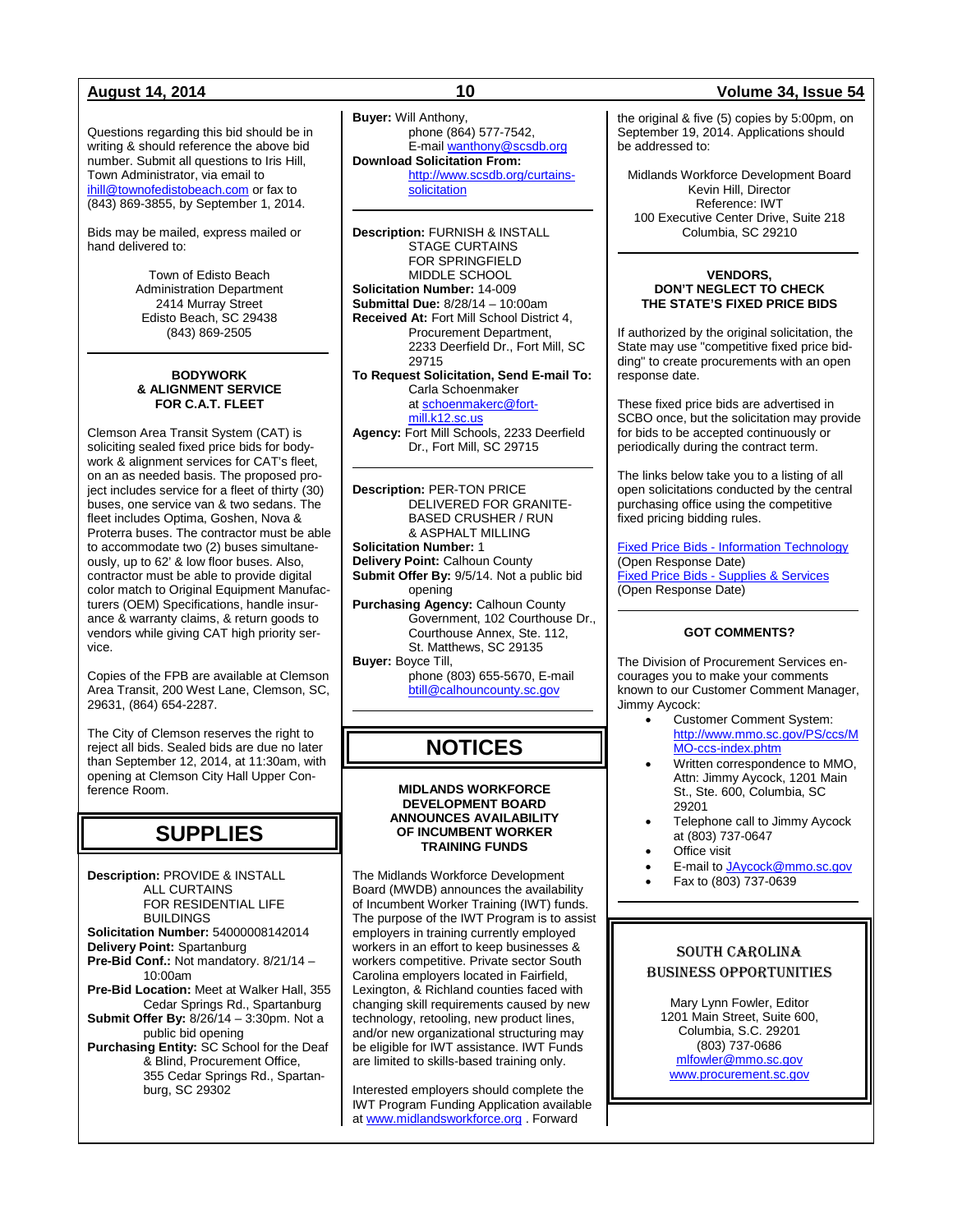Questions regarding this bid should be in writing & should reference the above bid number. Submit all questions to Iris Hill, Town Administrator, via email to ihill@townofedistobeach.com or fax to (843) 869-3855, by September 1, 2014.

Bids may be mailed, express mailed or hand delivered to:

Town of Edisto Beach
Administration Department
2414 Murray Street
Edisto Beach, SC 29438
(843) 869-2505

---

### BODYWORK & ALIGNMENT SERVICE FOR C.A.T. FLEET

Clemson Area Transit System (CAT) is soliciting sealed fixed price bids for body-work & alignment services for CAT's fleet, on an as needed basis. The proposed project includes service for a fleet of thirty (30) buses, one service van & two sedans. The fleet includes Optima, Goshen, Nova & Proterra buses. The contractor must be able to accommodate two (2) buses simultaneously, up to 62' & low floor buses. Also, contractor must be able to provide digital color match to Original Equipment Manufacturers (OEM) Specifications, handle insurance & warranty claims, & return goods to vendors while giving CAT high priority service.

Copies of the FPB are available at Clemson Area Transit, 200 West Lane, Clemson, SC, 29631, (864) 654-2287.

The City of Clemson reserves the right to reject all bids. Sealed bids are due no later than September 12, 2014, at 11:30am, with opening at Clemson City Hall Upper Conference Room.

## SUPPLIES

**Description:** PROVIDE & INSTALL ALL CURTAINS FOR RESIDENTIAL LIFE BUILDINGS
**Solicitation Number:** 54000008142014
**Delivery Point:** Spartanburg
**Pre-Bid Conf.:** Not mandatory. 8/21/14 – 10:00am
**Pre-Bid Location:** Meet at Walker Hall, 355 Cedar Springs Rd., Spartanburg
**Submit Offer By:** 8/26/14 – 3:30pm. Not a public bid opening
**Purchasing Entity:** SC School for the Deaf & Blind, Procurement Office, 355 Cedar Springs Rd., Spartanburg, SC 29302
**Buyer:** Will Anthony, phone (864) 577-7542, E-mail wanthony@scsdb.org
**Download Solicitation From:** http://www.scsdb.org/curtains-solicitation

---

**Description:** FURNISH & INSTALL STAGE CURTAINS FOR SPRINGFIELD MIDDLE SCHOOL
**Solicitation Number:** 14-009
**Submittal Due:** 8/28/14 – 10:00am
**Received At:** Fort Mill School District 4, Procurement Department, 2233 Deerfield Dr., Fort Mill, SC 29715
**To Request Solicitation, Send E-mail To:** Carla Schoenmaker at schoenmakerc@fort-mill.k12.sc.us
**Agency:** Fort Mill Schools, 2233 Deerfield Dr., Fort Mill, SC 29715

---

**Description:** PER-TON PRICE DELIVERED FOR GRANITE-BASED CRUSHER / RUN & ASPHALT MILLING
**Solicitation Number:** 1
**Delivery Point:** Calhoun County
**Submit Offer By:** 9/5/14. Not a public bid opening
**Purchasing Agency:** Calhoun County Government, 102 Courthouse Dr., Courthouse Annex, Ste. 112, St. Matthews, SC 29135
**Buyer:** Boyce Till, phone (803) 655-5670, E-mail btill@calhouncounty.sc.gov

## NOTICES

### MIDLANDS WORKFORCE DEVELOPMENT BOARD ANNOUNCES AVAILABILITY OF INCUMBENT WORKER TRAINING FUNDS

The Midlands Workforce Development Board (MWDB) announces the availability of Incumbent Worker Training (IWT) funds. The purpose of the IWT Program is to assist employers in training currently employed workers in an effort to keep businesses & workers competitive. Private sector South Carolina employers located in Fairfield, Lexington, & Richland counties faced with changing skill requirements caused by new technology, retooling, new product lines, and/or new organizational structuring may be eligible for IWT assistance. IWT Funds are limited to skills-based training only.

Interested employers should complete the IWT Program Funding Application available at www.midlandsworkforce.org . Forward the original & five (5) copies by 5:00pm, on September 19, 2014. Applications should be addressed to:

Midlands Workforce Development Board
Kevin Hill, Director
Reference: IWT
100 Executive Center Drive, Suite 218
Columbia, SC 29210

---

### VENDORS, DON'T NEGLECT TO CHECK THE STATE'S FIXED PRICE BIDS

If authorized by the original solicitation, the State may use "competitive fixed price bidding" to create procurements with an open response date.

These fixed price bids are advertised in SCBO once, but the solicitation may provide for bids to be accepted continuously or periodically during the contract term.

The links below take you to a listing of all open solicitations conducted by the central purchasing office using the competitive fixed pricing bidding rules.

Fixed Price Bids - Information Technology
(Open Response Date)
Fixed Price Bids - Supplies & Services
(Open Response Date)

---

### GOT COMMENTS?

The Division of Procurement Services encourages you to make your comments known to our Customer Comment Manager, Jimmy Aycock:

- Customer Comment System: http://www.mmo.sc.gov/PS/ccs/MMO-ccs-index.phtm
- Written correspondence to MMO, Attn: Jimmy Aycock, 1201 Main St., Ste. 600, Columbia, SC 29201
- Telephone call to Jimmy Aycock at (803) 737-0647
- Office visit
- E-mail to JAycock@mmo.sc.gov
- Fax to (803) 737-0639

---

### SOUTH CAROLINA BUSINESS OPPORTUNITIES

Mary Lynn Fowler, Editor
1201 Main Street, Suite 600,
Columbia, S.C. 29201
(803) 737-0686
mlfowler@mmo.sc.gov
www.procurement.sc.gov